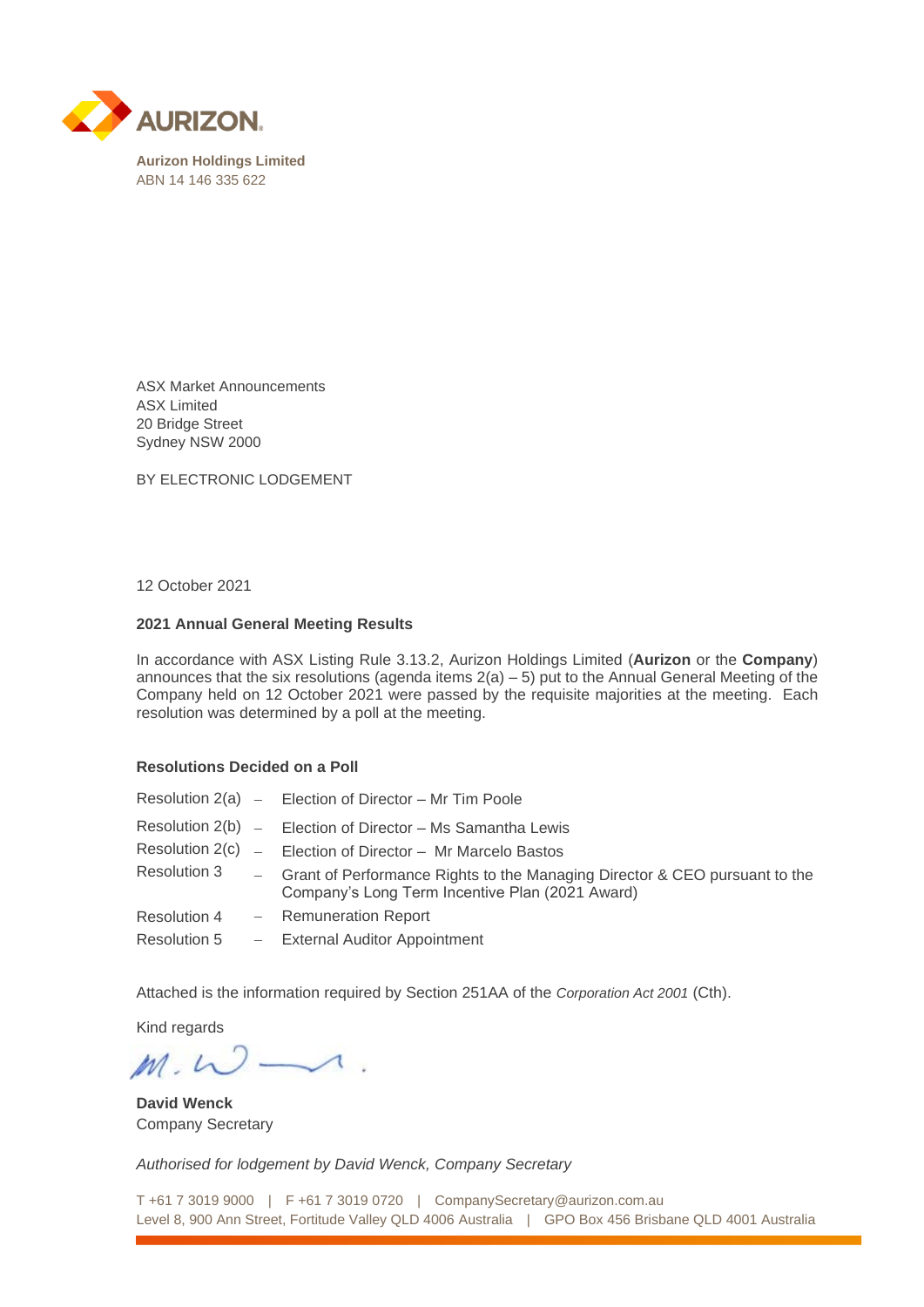**Aurizon Holdings Limited**
ABN 14 146 335 622

ASX Market Announcements
ASX Limited
20 Bridge Street
Sydney NSW 2000

BY ELECTRONIC LODGEMENT

12 October 2021

**2021 Annual General Meeting Results**

In accordance with ASX Listing Rule 3.13.2, Aurizon Holdings Limited (**Aurizon** or the **Company**) announces that the six resolutions (agenda items 2(a) – 5) put to the Annual General Meeting of the Company held on 12 October 2021 were passed by the requisite majorities at the meeting. Each resolution was determined by a poll at the meeting.

**Resolutions Decided on a Poll**

| | | |
|---|---|---|
| Resolution 2(a) | – | Election of Director – Mr Tim Poole |
| Resolution 2(b) | – | Election of Director – Ms Samantha Lewis |
| Resolution 2(c) | – | Election of Director – Mr Marcelo Bastos |
| Resolution 3 | – | Grant of Performance Rights to the Managing Director & CEO pursuant to the Company's Long Term Incentive Plan (2021 Award) |
| Resolution 4 | – | Remuneration Report |
| Resolution 5 | – | External Auditor Appointment |

Attached is the information required by Section 251AA of the *Corporation Act 2001* (Cth).

Kind regards

**David Wenck**
Company Secretary

*Authorised for lodgement by David Wenck, Company Secretary*

T +61 7 3019 9000 | F +61 7 3019 0720 | CompanySecretary@aurizon.com.au
Level 8, 900 Ann Street, Fortitude Valley QLD 4006 Australia | GPO Box 456 Brisbane QLD 4001 Australia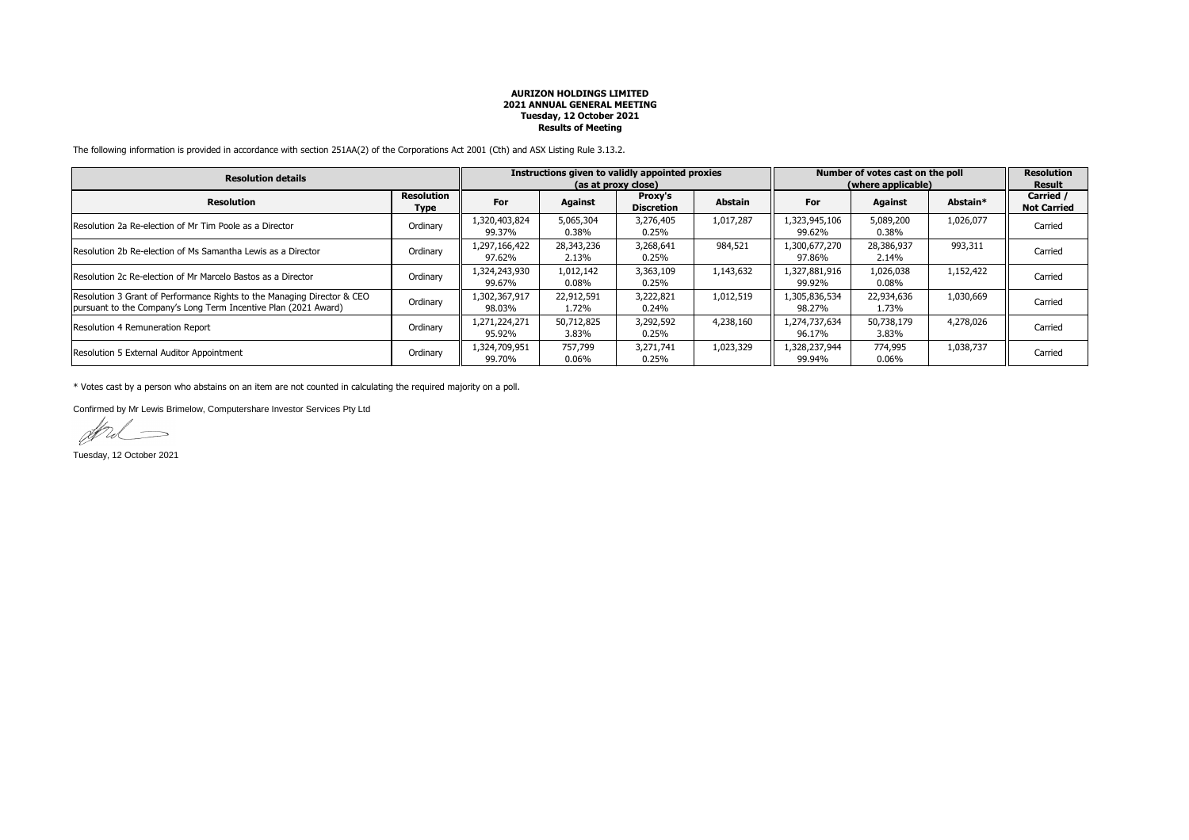**AURIZON HOLDINGS LIMITED**
**2021 ANNUAL GENERAL MEETING**
**Tuesday, 12 October 2021**
**Results of Meeting**

The following information is provided in accordance with section 251AA(2) of the Corporations Act 2001 (Cth) and ASX Listing Rule 3.13.2.

| Resolution details | | Instructions given to validly appointed proxies (as at proxy close) | | | | Number of votes cast on the poll (where applicable) | | | Resolution Result |
|---|---|---|---|---|---|---|---|---|---|
| **Resolution** | **Resolution Type** | **For** | **Against** | **Proxy's Discretion** | **Abstain** | **For** | **Against** | **Abstain*** | **Carried / Not Carried** |
| Resolution 2a Re-election of Mr Tim Poole as a Director | Ordinary | 1,320,403,824 99.37% | 5,065,304 0.38% | 3,276,405 0.25% | 1,017,287 | 1,323,945,106 99.62% | 5,089,200 0.38% | 1,026,077 | Carried |
| Resolution 2b Re-election of Ms Samantha Lewis as a Director | Ordinary | 1,297,166,422 97.62% | 28,343,236 2.13% | 3,268,641 0.25% | 984,521 | 1,300,677,270 97.86% | 28,386,937 2.14% | 993,311 | Carried |
| Resolution 2c Re-election of Mr Marcelo Bastos as a Director | Ordinary | 1,324,243,930 99.67% | 1,012,142 0.08% | 3,363,109 0.25% | 1,143,632 | 1,327,881,916 99.92% | 1,026,038 0.08% | 1,152,422 | Carried |
| Resolution 3 Grant of Performance Rights to the Managing Director & CEO pursuant to the Company's Long Term Incentive Plan (2021 Award) | Ordinary | 1,302,367,917 98.03% | 22,912,591 1.72% | 3,222,821 0.24% | 1,012,519 | 1,305,836,534 98.27% | 22,934,636 1.73% | 1,030,669 | Carried |
| Resolution 4 Remuneration Report | Ordinary | 1,271,224,271 95.92% | 50,712,825 3.83% | 3,292,592 0.25% | 4,238,160 | 1,274,737,634 96.17% | 50,738,179 3.83% | 4,278,026 | Carried |
| Resolution 5 External Auditor Appointment | Ordinary | 1,324,709,951 99.70% | 757,799 0.06% | 3,271,741 0.25% | 1,023,329 | 1,328,237,944 99.94% | 774,995 0.06% | 1,038,737 | Carried |

* Votes cast by a person who abstains on an item are not counted in calculating the required majority on a poll.

Confirmed by Mr Lewis Brimelow, Computershare Investor Services Pty Ltd

Tuesday, 12 October 2021